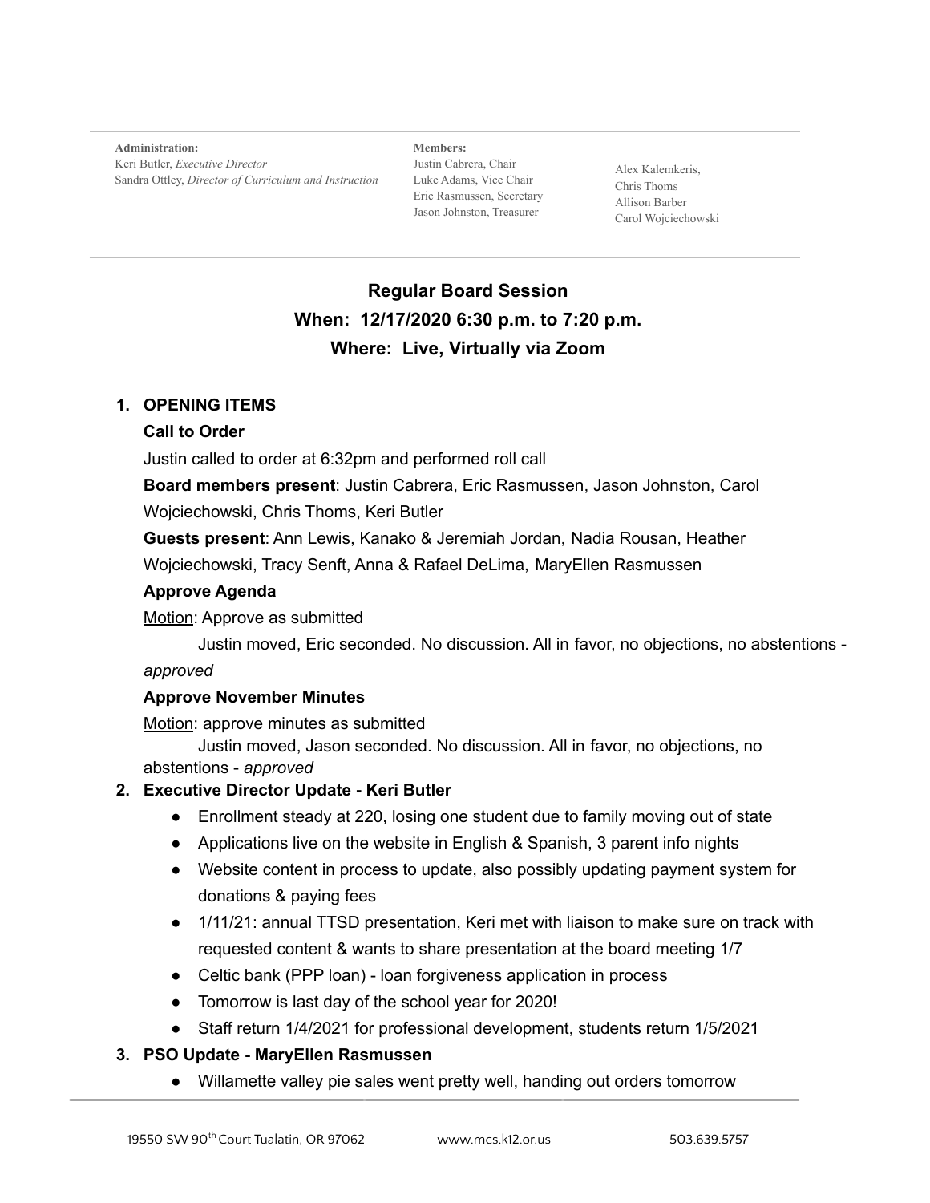**Administration:**
Keri Butler, *Executive Director*
Sandra Ottley, *Director of Curriculum and Instruction*

**Members:**
Justin Cabrera, Chair
Luke Adams, Vice Chair
Eric Rasmussen, Secretary
Jason Johnston, Treasurer
Alex Kalemkeris,
Chris Thoms
Allison Barber
Carol Wojciechowski

## Regular Board Session
## When: 12/17/2020 6:30 p.m. to 7:20 p.m.
## Where: Live, Virtually via Zoom

1. **OPENING ITEMS**

   **Call to Order**

   Justin called to order at 6:32pm and performed roll call

   **Board members present**: Justin Cabrera, Eric Rasmussen, Jason Johnston, Carol Wojciechowski, Chris Thoms, Keri Butler

   **Guests present**: Ann Lewis, Kanako & Jeremiah Jordan, Nadia Rousan, Heather Wojciechowski, Tracy Senft, Anna & Rafael DeLima, MaryEllen Rasmussen

   **Approve Agenda**

   Motion: Approve as submitted

   Justin moved, Eric seconded. No discussion. All in favor, no objections, no abstentions - *approved*

   **Approve November Minutes**

   Motion: approve minutes as submitted

   Justin moved, Jason seconded. No discussion. All in favor, no objections, no abstentions - *approved*

2. **Executive Director Update - Keri Butler**
   - Enrollment steady at 220, losing one student due to family moving out of state
   - Applications live on the website in English & Spanish, 3 parent info nights
   - Website content in process to update, also possibly updating payment system for donations & paying fees
   - 1/11/21: annual TTSD presentation, Keri met with liaison to make sure on track with requested content & wants to share presentation at the board meeting 1/7
   - Celtic bank (PPP loan) - loan forgiveness application in process
   - Tomorrow is last day of the school year for 2020!
   - Staff return 1/4/2021 for professional development, students return 1/5/2021

3. **PSO Update - MaryEllen Rasmussen**
   - Willamette valley pie sales went pretty well, handing out orders tomorrow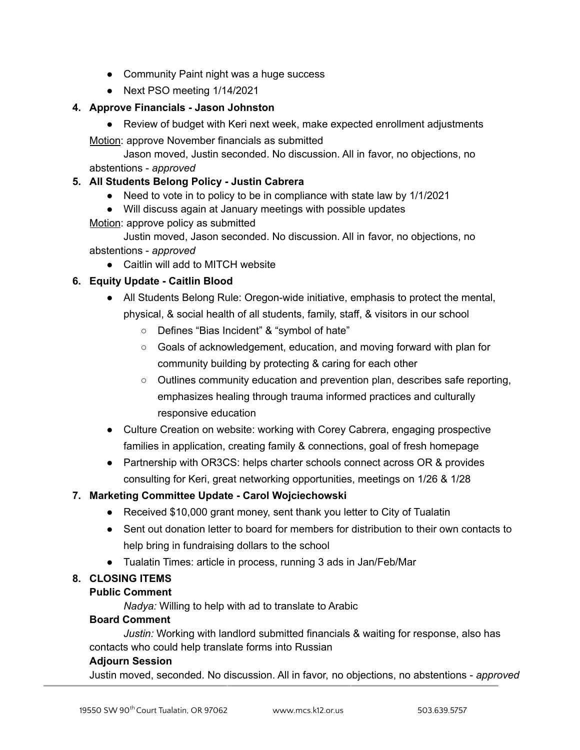- Community Paint night was a huge success
- Next PSO meeting 1/14/2021

4. **Approve Financials - Jason Johnston**
   - Review of budget with Keri next week, make expected enrollment adjustments

   Motion: approve November financials as submitted

   Jason moved, Justin seconded. No discussion. All in favor, no objections, no abstentions - *approved*

5. **All Students Belong Policy - Justin Cabrera**
   - Need to vote in to policy to be in compliance with state law by 1/1/2021
   - Will discuss again at January meetings with possible updates

   Motion: approve policy as submitted

   Justin moved, Jason seconded. No discussion. All in favor, no objections, no abstentions - *approved*
   - Caitlin will add to MITCH website

6. **Equity Update - Caitlin Blood**
   - All Students Belong Rule: Oregon-wide initiative, emphasis to protect the mental, physical, & social health of all students, family, staff, & visitors in our school
     - Defines "Bias Incident" & "symbol of hate"
     - Goals of acknowledgement, education, and moving forward with plan for community building by protecting & caring for each other
     - Outlines community education and prevention plan, describes safe reporting, emphasizes healing through trauma informed practices and culturally responsive education
   - Culture Creation on website: working with Corey Cabrera, engaging prospective families in application, creating family & connections, goal of fresh homepage
   - Partnership with OR3CS: helps charter schools connect across OR & provides consulting for Keri, great networking opportunities, meetings on 1/26 & 1/28

7. **Marketing Committee Update - Carol Wojciechowski**
   - Received $10,000 grant money, sent thank you letter to City of Tualatin
   - Sent out donation letter to board for members for distribution to their own contacts to help bring in fundraising dollars to the school
   - Tualatin Times: article in process, running 3 ads in Jan/Feb/Mar

8. **CLOSING ITEMS**

   **Public Comment**

   *Nadya:* Willing to help with ad to translate to Arabic

   **Board Comment**

   *Justin:* Working with landlord submitted financials & waiting for response, also has contacts who could help translate forms into Russian

   **Adjourn Session**

   Justin moved, seconded. No discussion. All in favor, no objections, no abstentions - *approved*

19550 SW 90th Court Tualatin, OR 97062 www.mcs.k12.or.us 503.639.5757